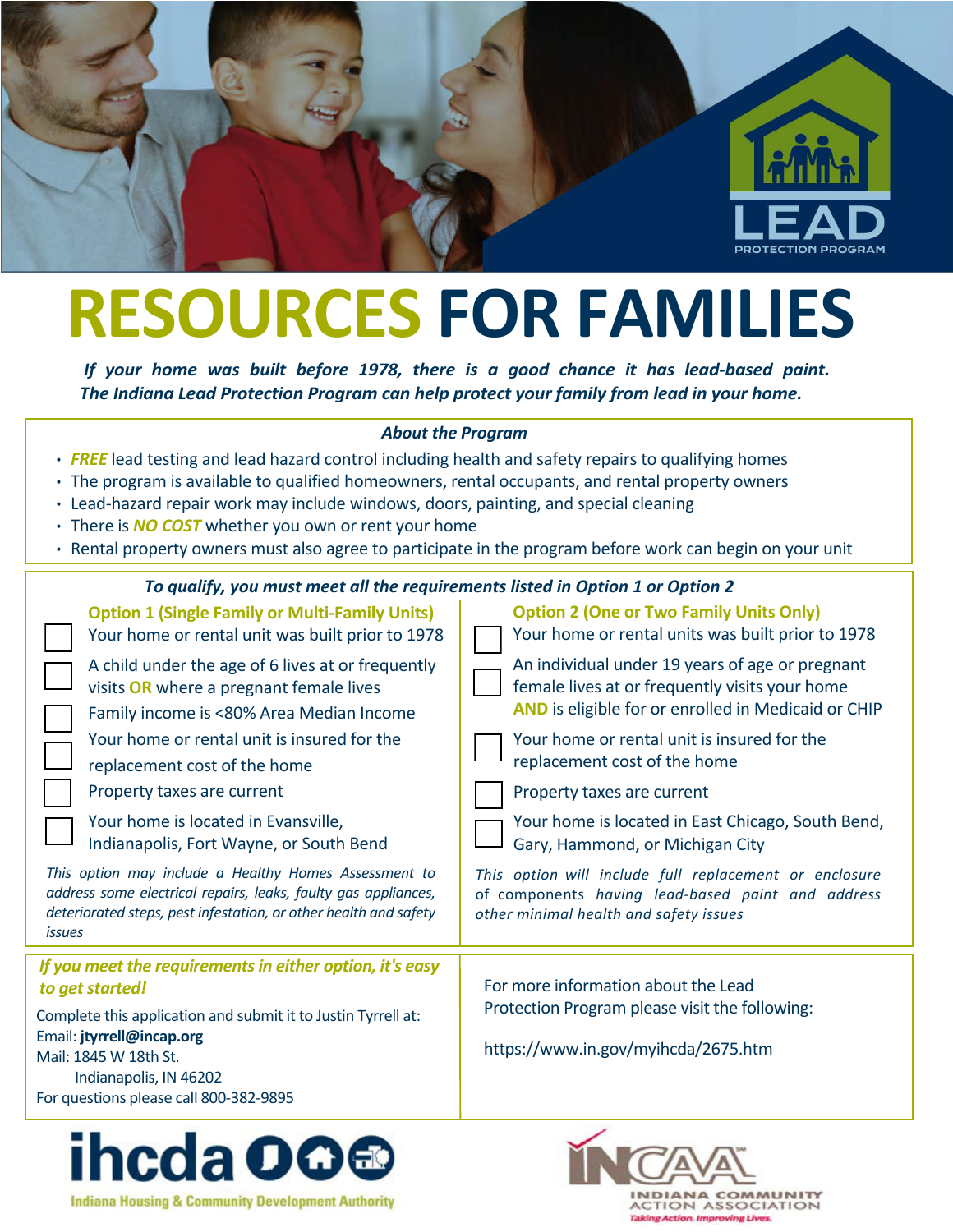LEAD
PROTECTION PROGRAM

# RESOURCES FOR FAMILIES

***If your home was built before 1978, there is a good chance it has lead-based paint. The Indiana Lead Protection Program can help protect your family from lead in your home.***

### *About the Program*

- ***FREE*** lead testing and lead hazard control including health and safety repairs to qualifying homes
- The program is available to qualified homeowners, rental occupants, and rental property owners
- Lead-hazard repair work may include windows, doors, painting, and special cleaning
- There is ***NO COST*** whether you own or rent your home
- Rental property owners must also agree to participate in the program before work can begin on your unit

### *To qualify, you must meet all the requirements listed in Option 1 or Option 2*

**Option 1 (Single Family or Multi-Family Units)**

- [ ] Your home or rental unit was built prior to 1978
- [ ] A child under the age of 6 lives at or frequently visits **OR** where a pregnant female lives
- [ ] Family income is <80% Area Median Income
- [ ] Your home or rental unit is insured for the replacement cost of the home
- [ ] Property taxes are current
- [ ] Your home is located in Evansville, Indianapolis, Fort Wayne, or South Bend

*This option may include a Healthy Homes Assessment to address some electrical repairs, leaks, faulty gas appliances, deteriorated steps, pest infestation, or other health and safety issues*

**Option 2 (One or Two Family Units Only)**

- [ ] Your home or rental units was built prior to 1978
- [ ] An individual under 19 years of age or pregnant female lives at or frequently visits your home **AND** is eligible for or enrolled in Medicaid or CHIP
- [ ] Your home or rental unit is insured for the replacement cost of the home
- [ ] Property taxes are current
- [ ] Your home is located in East Chicago, South Bend, Gary, Hammond, or Michigan City

*This option will include full replacement or enclosure of components having lead-based paint and address other minimal health and safety issues*

***If you meet the requirements in either option, it's easy to get started!***

Complete this application and submit it to Justin Tyrrell at:
Email: **jtyrrell@incap.org**
Mail: 1845 W 18th St.
Indianapolis, IN 46202
For questions please call 800-382-9895

For more information about the Lead Protection Program please visit the following:

https://www.in.gov/myihcda/2675.htm

ihcda
Indiana Housing & Community Development Authority

INCAA
INDIANA COMMUNITY ACTION ASSOCIATION
*Taking Action. Improving Lives.*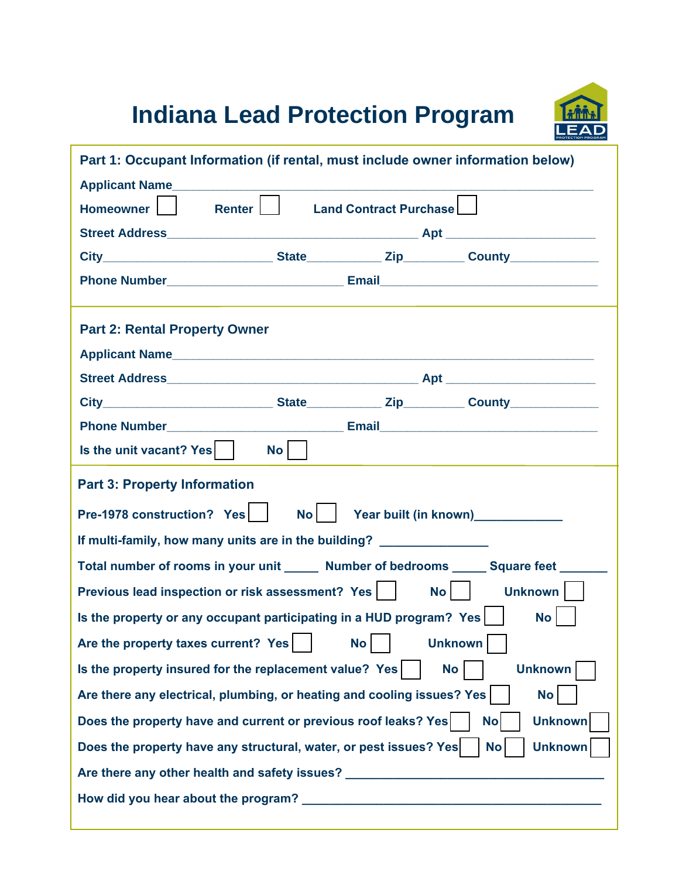# Indiana Lead Protection Program

## Part 1: Occupant Information (if rental, must include owner information below)

Applicant Name_______________________________________________________________

Homeowner ☐ Renter ☐ Land Contract Purchase ☐

Street Address_______________________________ Apt ___________________

City____________________ State_________ Zip_______ County___________

Phone Number____________________ Email_________________________

## Part 2: Rental Property Owner

Applicant Name_______________________________________________________________

Street Address_______________________________ Apt ___________________

City____________________ State_________ Zip_______ County___________

Phone Number____________________ Email_________________________

Is the unit vacant? Yes ☐ No ☐

## Part 3: Property Information

Pre-1978 construction? Yes ☐ No ☐ Year built (in known)___________

If multi-family, how many units are in the building? _____________

Total number of rooms in your unit _____ Number of bedrooms _____ Square feet _______

Previous lead inspection or risk assessment? Yes ☐ No ☐ Unknown ☐

Is the property or any occupant participating in a HUD program? Yes ☐ No ☐

Are the property taxes current? Yes ☐ No ☐ Unknown ☐

Is the property insured for the replacement value? Yes ☐ No ☐ Unknown ☐

Are there any electrical, plumbing, or heating and cooling issues? Yes ☐ No ☐

Does the property have and current or previous roof leaks? Yes ☐ No ☐ Unknown ☐

Does the property have any structural, water, or pest issues? Yes ☐ No ☐ Unknown ☐

Are there any other health and safety issues? _________________________________

How did you hear about the program? ______________________________________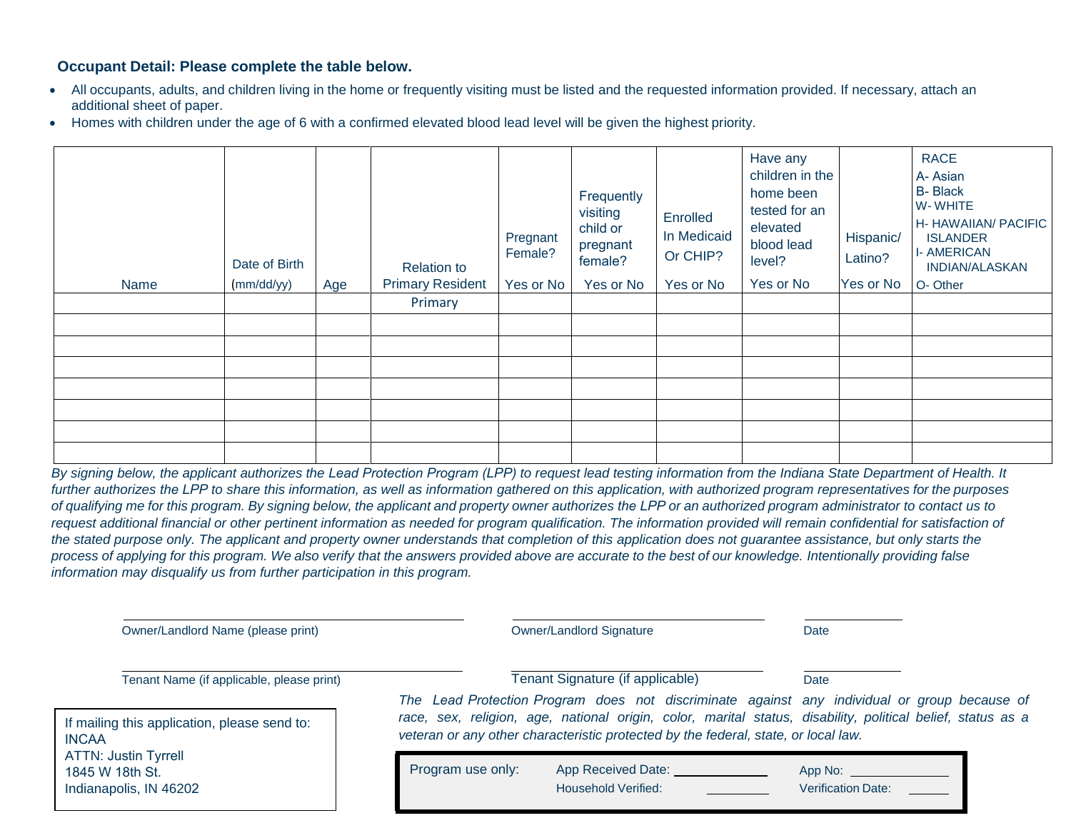**Occupant Detail: Please complete the table below.**

- All occupants, adults, and children living in the home or frequently visiting must be listed and the requested information provided. If necessary, attach an additional sheet of paper.
- Homes with children under the age of 6 with a confirmed elevated blood lead level will be given the highest priority.

| Name | Date of Birth (mm/dd/yy) | Age | Relation to Primary Resident | Pregnant Female? Yes or No | Frequently visiting child or pregnant female? Yes or No | Enrolled In Medicaid Or CHIP? Yes or No | Have any children in the home been tested for an elevated blood lead level? Yes or No | Hispanic/ Latino? Yes or No | RACE A- Asian B- Black W- WHITE H- HAWAIIAN/ PACIFIC ISLANDER I- AMERICAN INDIAN/ALASKAN O- Other |
|---|---|---|---|---|---|---|---|---|---|
| | | | Primary | | | | | | |
| | | | | | | | | | |
| | | | | | | | | | |
| | | | | | | | | | |
| | | | | | | | | | |
| | | | | | | | | | |
| | | | | | | | | | |
| | | | | | | | | | |

*By signing below, the applicant authorizes the Lead Protection Program (LPP) to request lead testing information from the Indiana State Department of Health. It further authorizes the LPP to share this information, as well as information gathered on this application, with authorized program representatives for the purposes of qualifying me for this program. By signing below, the applicant and property owner authorizes the LPP or an authorized program administrator to contact us to request additional financial or other pertinent information as needed for program qualification. The information provided will remain confidential for satisfaction of the stated purpose only. The applicant and property owner understands that completion of this application does not guarantee assistance, but only starts the process of applying for this program. We also verify that the answers provided above are accurate to the best of our knowledge. Intentionally providing false information may disqualify us from further participation in this program.*

Owner/Landlord Name (please print) ______________________ Owner/Landlord Signature ______________________ Date __________

Tenant Name (if applicable, please print) ______________________ Tenant Signature (if applicable) ______________________ Date __________

*The Lead Protection Program does not discriminate against any individual or group because of race, sex, religion, age, national origin, color, marital status, disability, political belief, status as a veteran or any other characteristic protected by the federal, state, or local law.*

If mailing this application, please send to:
INCAA
ATTN: Justin Tyrrell
1845 W 18th St.
Indianapolis, IN 46202

Program use only: App Received Date: __________ App No: __________
Household Verified: __________ Verification Date: __________